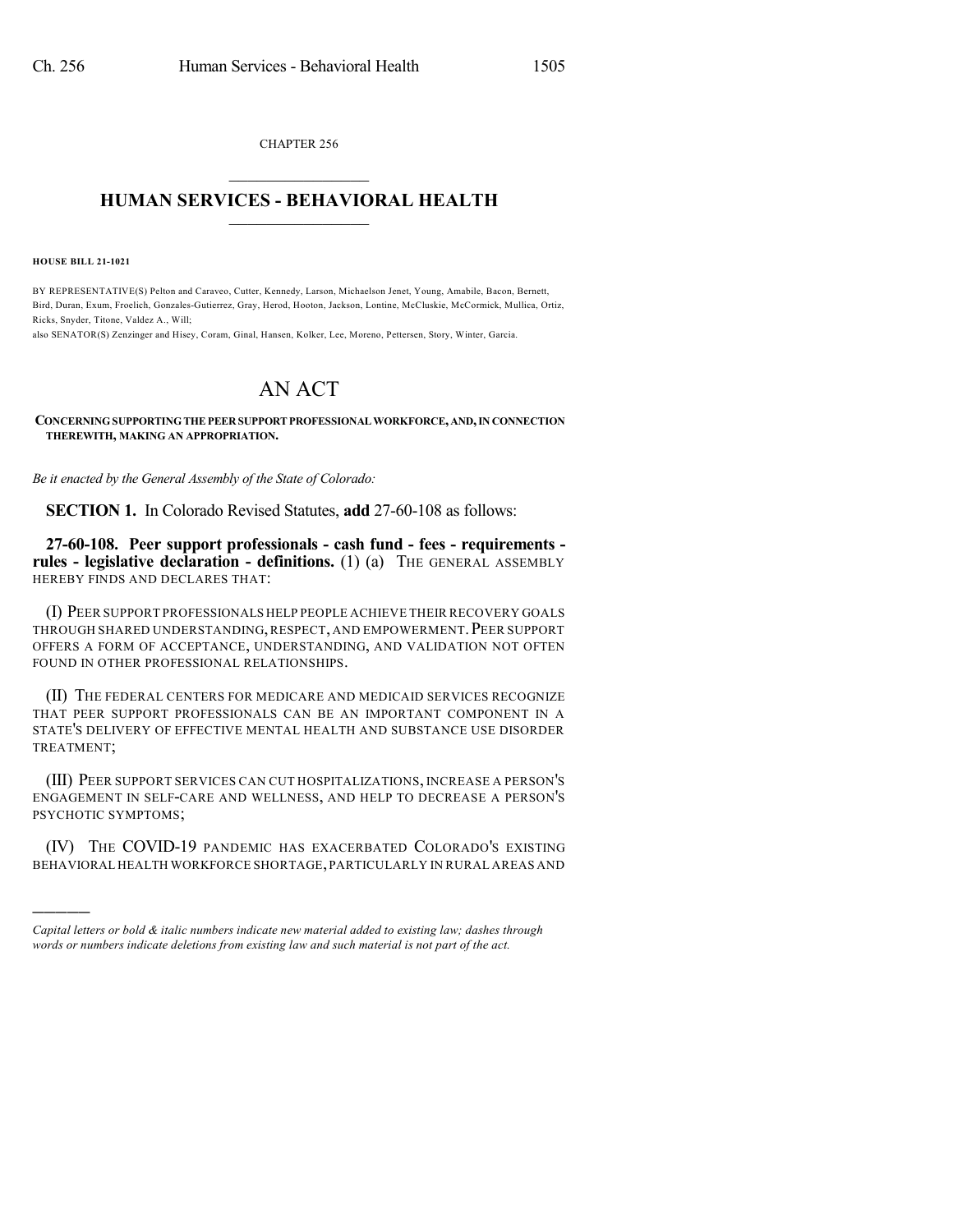CHAPTER 256

# HUMAN SERVICES - BEHAVIORAL HEALTH

**HOUSE BILL 21-1021**

BY REPRESENTATIVE(S) Pelton and Caraveo, Cutter, Kennedy, Larson, Michaelson Jenet, Young, Amabile, Bacon, Bernett, Bird, Duran, Exum, Froelich, Gonzales-Gutierrez, Gray, Herod, Hooton, Jackson, Lontine, McCluskie, McCormick, Mullica, Ortiz, Ricks, Snyder, Titone, Valdez A., Will;
also SENATOR(S) Zenzinger and Hisey, Coram, Ginal, Hansen, Kolker, Lee, Moreno, Pettersen, Story, Winter, Garcia.

# AN ACT

**CONCERNING SUPPORTING THE PEER SUPPORT PROFESSIONAL WORKFORCE, AND, IN CONNECTION THEREWITH, MAKING AN APPROPRIATION.**

*Be it enacted by the General Assembly of the State of Colorado:*

**SECTION 1.** In Colorado Revised Statutes, **add** 27-60-108 as follows:

**27-60-108. Peer support professionals - cash fund - fees - requirements - rules - legislative declaration - definitions.** (1) (a) THE GENERAL ASSEMBLY HEREBY FINDS AND DECLARES THAT:

(I) PEER SUPPORT PROFESSIONALS HELP PEOPLE ACHIEVE THEIR RECOVERY GOALS THROUGH SHARED UNDERSTANDING, RESPECT, AND EMPOWERMENT. PEER SUPPORT OFFERS A FORM OF ACCEPTANCE, UNDERSTANDING, AND VALIDATION NOT OFTEN FOUND IN OTHER PROFESSIONAL RELATIONSHIPS.

(II) THE FEDERAL CENTERS FOR MEDICARE AND MEDICAID SERVICES RECOGNIZE THAT PEER SUPPORT PROFESSIONALS CAN BE AN IMPORTANT COMPONENT IN A STATE'S DELIVERY OF EFFECTIVE MENTAL HEALTH AND SUBSTANCE USE DISORDER TREATMENT;

(III) PEER SUPPORT SERVICES CAN CUT HOSPITALIZATIONS, INCREASE A PERSON'S ENGAGEMENT IN SELF-CARE AND WELLNESS, AND HELP TO DECREASE A PERSON'S PSYCHOTIC SYMPTOMS;

(IV) THE COVID-19 PANDEMIC HAS EXACERBATED COLORADO'S EXISTING BEHAVIORAL HEALTH WORKFORCE SHORTAGE, PARTICULARLY IN RURAL AREAS AND

*Capital letters or bold & italic numbers indicate new material added to existing law; dashes through words or numbers indicate deletions from existing law and such material is not part of the act.*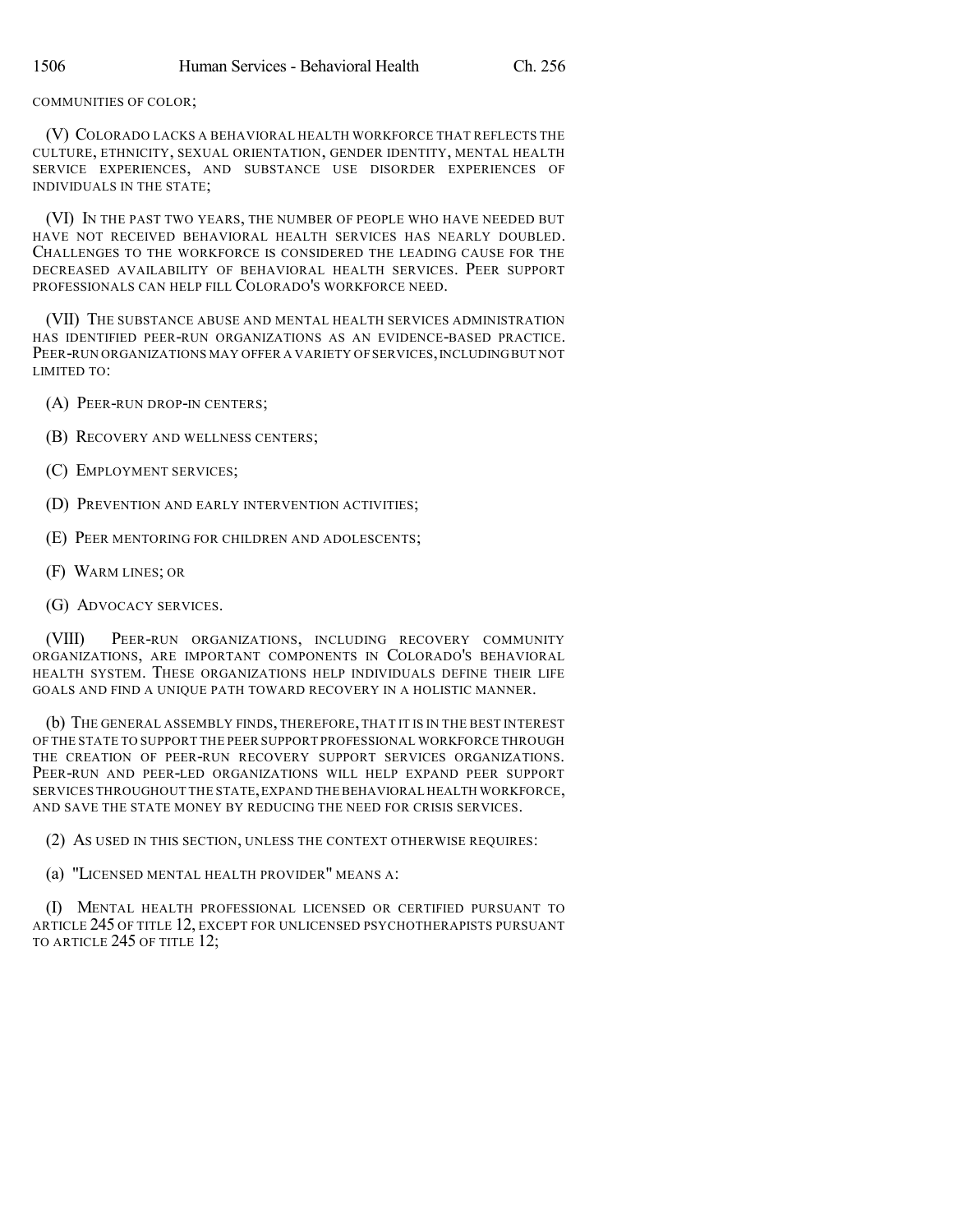COMMUNITIES OF COLOR;

(V) COLORADO LACKS A BEHAVIORAL HEALTH WORKFORCE THAT REFLECTS THE CULTURE, ETHNICITY, SEXUAL ORIENTATION, GENDER IDENTITY, MENTAL HEALTH SERVICE EXPERIENCES, AND SUBSTANCE USE DISORDER EXPERIENCES OF INDIVIDUALS IN THE STATE;

(VI) IN THE PAST TWO YEARS, THE NUMBER OF PEOPLE WHO HAVE NEEDED BUT HAVE NOT RECEIVED BEHAVIORAL HEALTH SERVICES HAS NEARLY DOUBLED. CHALLENGES TO THE WORKFORCE IS CONSIDERED THE LEADING CAUSE FOR THE DECREASED AVAILABILITY OF BEHAVIORAL HEALTH SERVICES. PEER SUPPORT PROFESSIONALS CAN HELP FILL COLORADO'S WORKFORCE NEED.

(VII) THE SUBSTANCE ABUSE AND MENTAL HEALTH SERVICES ADMINISTRATION HAS IDENTIFIED PEER-RUN ORGANIZATIONS AS AN EVIDENCE-BASED PRACTICE. PEER-RUN ORGANIZATIONS MAY OFFER A VARIETY OF SERVICES, INCLUDING BUT NOT LIMITED TO:

(A) PEER-RUN DROP-IN CENTERS;

(B) RECOVERY AND WELLNESS CENTERS;

(C) EMPLOYMENT SERVICES;

(D) PREVENTION AND EARLY INTERVENTION ACTIVITIES;

(E) PEER MENTORING FOR CHILDREN AND ADOLESCENTS;

(F) WARM LINES; OR

(G) ADVOCACY SERVICES.

(VIII) PEER-RUN ORGANIZATIONS, INCLUDING RECOVERY COMMUNITY ORGANIZATIONS, ARE IMPORTANT COMPONENTS IN COLORADO'S BEHAVIORAL HEALTH SYSTEM. THESE ORGANIZATIONS HELP INDIVIDUALS DEFINE THEIR LIFE GOALS AND FIND A UNIQUE PATH TOWARD RECOVERY IN A HOLISTIC MANNER.

(b) THE GENERAL ASSEMBLY FINDS, THEREFORE, THAT IT IS IN THE BEST INTEREST OF THE STATE TO SUPPORT THE PEER SUPPORT PROFESSIONAL WORKFORCE THROUGH THE CREATION OF PEER-RUN RECOVERY SUPPORT SERVICES ORGANIZATIONS. PEER-RUN AND PEER-LED ORGANIZATIONS WILL HELP EXPAND PEER SUPPORT SERVICES THROUGHOUT THE STATE, EXPAND THE BEHAVIORAL HEALTH WORKFORCE, AND SAVE THE STATE MONEY BY REDUCING THE NEED FOR CRISIS SERVICES.

(2) AS USED IN THIS SECTION, UNLESS THE CONTEXT OTHERWISE REQUIRES:

(a) "LICENSED MENTAL HEALTH PROVIDER" MEANS A:

(I) MENTAL HEALTH PROFESSIONAL LICENSED OR CERTIFIED PURSUANT TO ARTICLE 245 OF TITLE 12, EXCEPT FOR UNLICENSED PSYCHOTHERAPISTS PURSUANT TO ARTICLE 245 OF TITLE 12;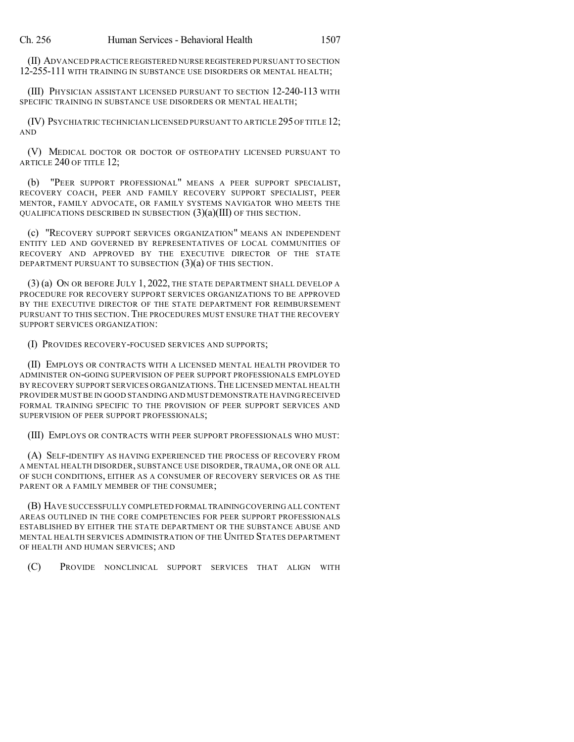(II) ADVANCED PRACTICE REGISTERED NURSE REGISTERED PURSUANT TO SECTION 12-255-111 WITH TRAINING IN SUBSTANCE USE DISORDERS OR MENTAL HEALTH;

(III) PHYSICIAN ASSISTANT LICENSED PURSUANT TO SECTION 12-240-113 WITH SPECIFIC TRAINING IN SUBSTANCE USE DISORDERS OR MENTAL HEALTH;

(IV) PSYCHIATRIC TECHNICIAN LICENSED PURSUANT TO ARTICLE 295 OF TITLE 12; AND

(V) MEDICAL DOCTOR OR DOCTOR OF OSTEOPATHY LICENSED PURSUANT TO ARTICLE 240 OF TITLE 12;

(b) "PEER SUPPORT PROFESSIONAL" MEANS A PEER SUPPORT SPECIALIST, RECOVERY COACH, PEER AND FAMILY RECOVERY SUPPORT SPECIALIST, PEER MENTOR, FAMILY ADVOCATE, OR FAMILY SYSTEMS NAVIGATOR WHO MEETS THE QUALIFICATIONS DESCRIBED IN SUBSECTION (3)(a)(III) OF THIS SECTION.

(c) "RECOVERY SUPPORT SERVICES ORGANIZATION" MEANS AN INDEPENDENT ENTITY LED AND GOVERNED BY REPRESENTATIVES OF LOCAL COMMUNITIES OF RECOVERY AND APPROVED BY THE EXECUTIVE DIRECTOR OF THE STATE DEPARTMENT PURSUANT TO SUBSECTION (3)(a) OF THIS SECTION.

(3) (a) ON OR BEFORE JULY 1, 2022, THE STATE DEPARTMENT SHALL DEVELOP A PROCEDURE FOR RECOVERY SUPPORT SERVICES ORGANIZATIONS TO BE APPROVED BY THE EXECUTIVE DIRECTOR OF THE STATE DEPARTMENT FOR REIMBURSEMENT PURSUANT TO THIS SECTION. THE PROCEDURES MUST ENSURE THAT THE RECOVERY SUPPORT SERVICES ORGANIZATION:

(I) PROVIDES RECOVERY-FOCUSED SERVICES AND SUPPORTS;

(II) EMPLOYS OR CONTRACTS WITH A LICENSED MENTAL HEALTH PROVIDER TO ADMINISTER ON-GOING SUPERVISION OF PEER SUPPORT PROFESSIONALS EMPLOYED BY RECOVERY SUPPORT SERVICES ORGANIZATIONS. THE LICENSED MENTAL HEALTH PROVIDER MUST BE IN GOOD STANDING AND MUST DEMONSTRATE HAVING RECEIVED FORMAL TRAINING SPECIFIC TO THE PROVISION OF PEER SUPPORT SERVICES AND SUPERVISION OF PEER SUPPORT PROFESSIONALS;

(III) EMPLOYS OR CONTRACTS WITH PEER SUPPORT PROFESSIONALS WHO MUST:

(A) SELF-IDENTIFY AS HAVING EXPERIENCED THE PROCESS OF RECOVERY FROM A MENTAL HEALTH DISORDER, SUBSTANCE USE DISORDER, TRAUMA, OR ONE OR ALL OF SUCH CONDITIONS, EITHER AS A CONSUMER OF RECOVERY SERVICES OR AS THE PARENT OR A FAMILY MEMBER OF THE CONSUMER;

(B) HAVE SUCCESSFULLY COMPLETED FORMAL TRAINING COVERING ALL CONTENT AREAS OUTLINED IN THE CORE COMPETENCIES FOR PEER SUPPORT PROFESSIONALS ESTABLISHED BY EITHER THE STATE DEPARTMENT OR THE SUBSTANCE ABUSE AND MENTAL HEALTH SERVICES ADMINISTRATION OF THE UNITED STATES DEPARTMENT OF HEALTH AND HUMAN SERVICES; AND

(C) PROVIDE NONCLINICAL SUPPORT SERVICES THAT ALIGN WITH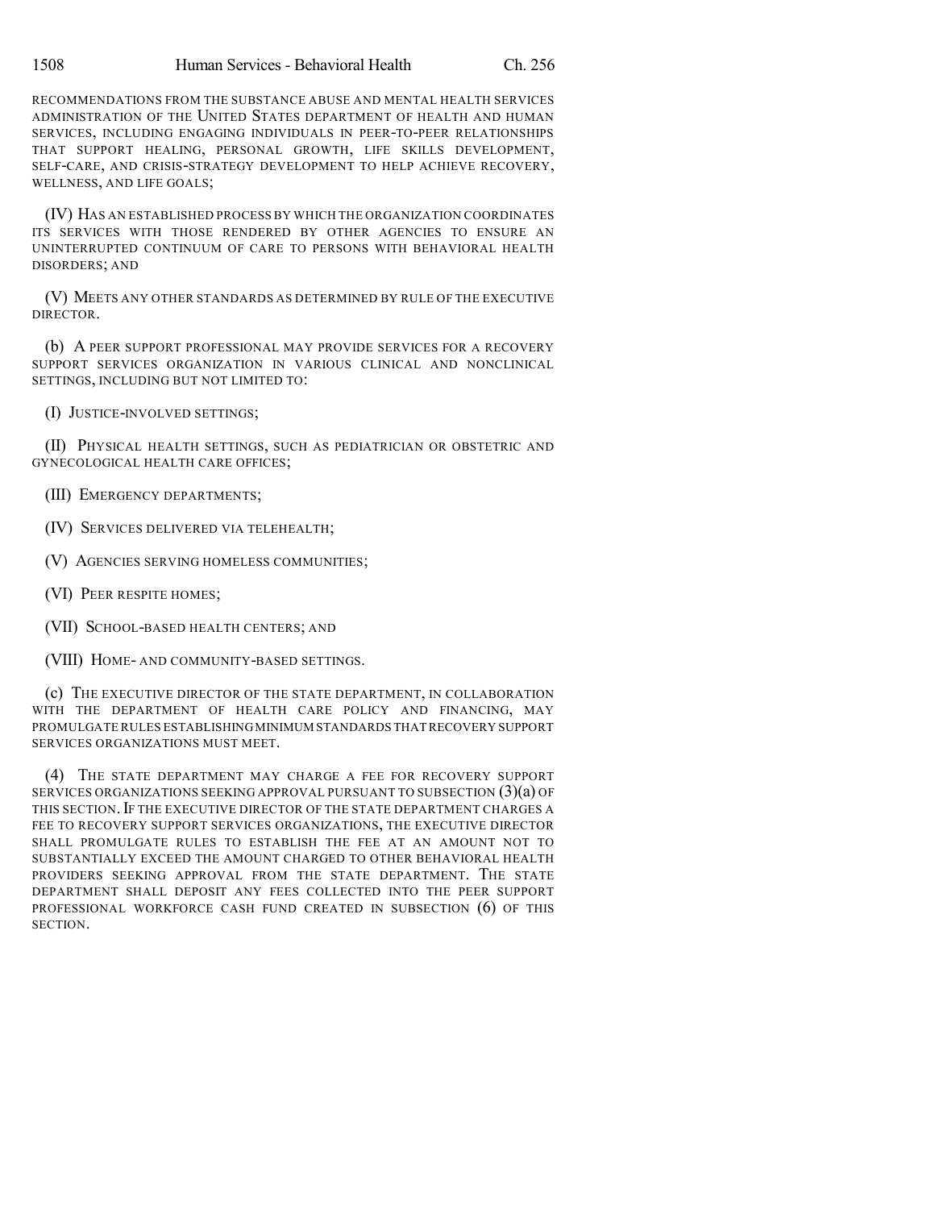RECOMMENDATIONS FROM THE SUBSTANCE ABUSE AND MENTAL HEALTH SERVICES ADMINISTRATION OF THE UNITED STATES DEPARTMENT OF HEALTH AND HUMAN SERVICES, INCLUDING ENGAGING INDIVIDUALS IN PEER-TO-PEER RELATIONSHIPS THAT SUPPORT HEALING, PERSONAL GROWTH, LIFE SKILLS DEVELOPMENT, SELF-CARE, AND CRISIS-STRATEGY DEVELOPMENT TO HELP ACHIEVE RECOVERY, WELLNESS, AND LIFE GOALS;

(IV) HAS AN ESTABLISHED PROCESS BY WHICH THE ORGANIZATION COORDINATES ITS SERVICES WITH THOSE RENDERED BY OTHER AGENCIES TO ENSURE AN UNINTERRUPTED CONTINUUM OF CARE TO PERSONS WITH BEHAVIORAL HEALTH DISORDERS; AND

(V) MEETS ANY OTHER STANDARDS AS DETERMINED BY RULE OF THE EXECUTIVE DIRECTOR.

(b) A PEER SUPPORT PROFESSIONAL MAY PROVIDE SERVICES FOR A RECOVERY SUPPORT SERVICES ORGANIZATION IN VARIOUS CLINICAL AND NONCLINICAL SETTINGS, INCLUDING BUT NOT LIMITED TO:

(I) JUSTICE-INVOLVED SETTINGS;

(II) PHYSICAL HEALTH SETTINGS, SUCH AS PEDIATRICIAN OR OBSTETRIC AND GYNECOLOGICAL HEALTH CARE OFFICES;

(III) EMERGENCY DEPARTMENTS;

(IV) SERVICES DELIVERED VIA TELEHEALTH;

(V) AGENCIES SERVING HOMELESS COMMUNITIES;

(VI) PEER RESPITE HOMES;

(VII) SCHOOL-BASED HEALTH CENTERS; AND

(VIII) HOME- AND COMMUNITY-BASED SETTINGS.

(c) THE EXECUTIVE DIRECTOR OF THE STATE DEPARTMENT, IN COLLABORATION WITH THE DEPARTMENT OF HEALTH CARE POLICY AND FINANCING, MAY PROMULGATE RULES ESTABLISHING MINIMUM STANDARDS THAT RECOVERY SUPPORT SERVICES ORGANIZATIONS MUST MEET.

(4) THE STATE DEPARTMENT MAY CHARGE A FEE FOR RECOVERY SUPPORT SERVICES ORGANIZATIONS SEEKING APPROVAL PURSUANT TO SUBSECTION (3)(a) OF THIS SECTION. IF THE EXECUTIVE DIRECTOR OF THE STATE DEPARTMENT CHARGES A FEE TO RECOVERY SUPPORT SERVICES ORGANIZATIONS, THE EXECUTIVE DIRECTOR SHALL PROMULGATE RULES TO ESTABLISH THE FEE AT AN AMOUNT NOT TO SUBSTANTIALLY EXCEED THE AMOUNT CHARGED TO OTHER BEHAVIORAL HEALTH PROVIDERS SEEKING APPROVAL FROM THE STATE DEPARTMENT. THE STATE DEPARTMENT SHALL DEPOSIT ANY FEES COLLECTED INTO THE PEER SUPPORT PROFESSIONAL WORKFORCE CASH FUND CREATED IN SUBSECTION (6) OF THIS SECTION.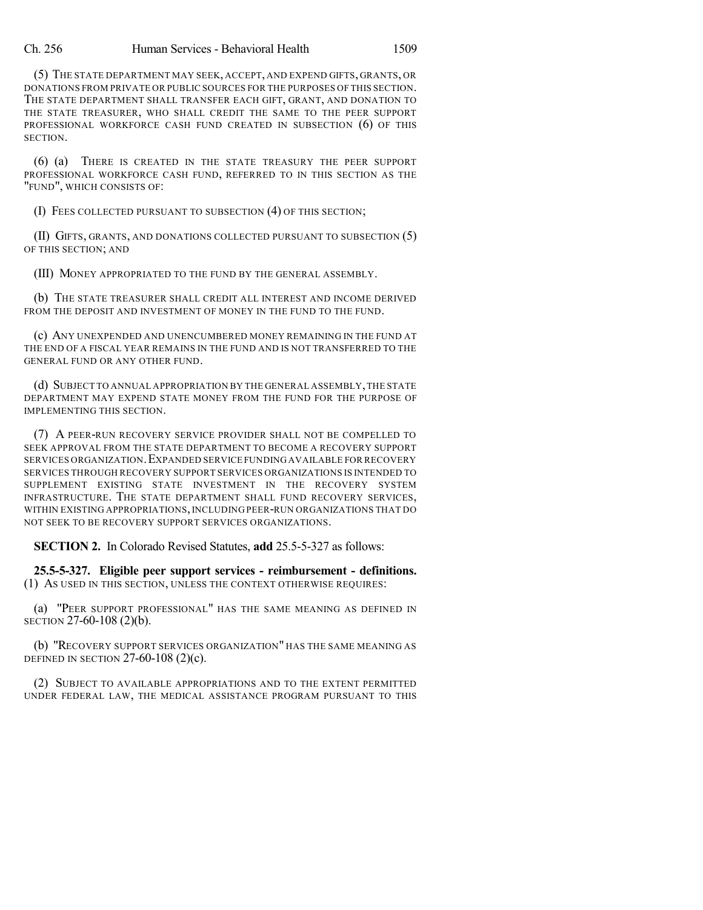(5) THE STATE DEPARTMENT MAY SEEK, ACCEPT, AND EXPEND GIFTS, GRANTS, OR DONATIONS FROM PRIVATE OR PUBLIC SOURCES FOR THE PURPOSES OF THIS SECTION. THE STATE DEPARTMENT SHALL TRANSFER EACH GIFT, GRANT, AND DONATION TO THE STATE TREASURER, WHO SHALL CREDIT THE SAME TO THE PEER SUPPORT PROFESSIONAL WORKFORCE CASH FUND CREATED IN SUBSECTION (6) OF THIS SECTION.

(6) (a) THERE IS CREATED IN THE STATE TREASURY THE PEER SUPPORT PROFESSIONAL WORKFORCE CASH FUND, REFERRED TO IN THIS SECTION AS THE "FUND", WHICH CONSISTS OF:

(I) FEES COLLECTED PURSUANT TO SUBSECTION (4) OF THIS SECTION;

(II) GIFTS, GRANTS, AND DONATIONS COLLECTED PURSUANT TO SUBSECTION (5) OF THIS SECTION; AND

(III) MONEY APPROPRIATED TO THE FUND BY THE GENERAL ASSEMBLY.

(b) THE STATE TREASURER SHALL CREDIT ALL INTEREST AND INCOME DERIVED FROM THE DEPOSIT AND INVESTMENT OF MONEY IN THE FUND TO THE FUND.

(c) ANY UNEXPENDED AND UNENCUMBERED MONEY REMAINING IN THE FUND AT THE END OF A FISCAL YEAR REMAINS IN THE FUND AND IS NOT TRANSFERRED TO THE GENERAL FUND OR ANY OTHER FUND.

(d) SUBJECT TO ANNUAL APPROPRIATION BY THE GENERAL ASSEMBLY, THE STATE DEPARTMENT MAY EXPEND STATE MONEY FROM THE FUND FOR THE PURPOSE OF IMPLEMENTING THIS SECTION.

(7) A PEER-RUN RECOVERY SERVICE PROVIDER SHALL NOT BE COMPELLED TO SEEK APPROVAL FROM THE STATE DEPARTMENT TO BECOME A RECOVERY SUPPORT SERVICES ORGANIZATION. EXPANDED SERVICE FUNDING AVAILABLE FOR RECOVERY SERVICES THROUGH RECOVERY SUPPORT SERVICES ORGANIZATIONS IS INTENDED TO SUPPLEMENT EXISTING STATE INVESTMENT IN THE RECOVERY SYSTEM INFRASTRUCTURE. THE STATE DEPARTMENT SHALL FUND RECOVERY SERVICES, WITHIN EXISTING APPROPRIATIONS, INCLUDING PEER-RUN ORGANIZATIONS THAT DO NOT SEEK TO BE RECOVERY SUPPORT SERVICES ORGANIZATIONS.

**SECTION 2.** In Colorado Revised Statutes, **add** 25.5-5-327 as follows:

**25.5-5-327. Eligible peer support services - reimbursement - definitions.** (1) AS USED IN THIS SECTION, UNLESS THE CONTEXT OTHERWISE REQUIRES:

(a) "PEER SUPPORT PROFESSIONAL" HAS THE SAME MEANING AS DEFINED IN SECTION 27-60-108 (2)(b).

(b) "RECOVERY SUPPORT SERVICES ORGANIZATION" HAS THE SAME MEANING AS DEFINED IN SECTION 27-60-108 (2)(c).

(2) SUBJECT TO AVAILABLE APPROPRIATIONS AND TO THE EXTENT PERMITTED UNDER FEDERAL LAW, THE MEDICAL ASSISTANCE PROGRAM PURSUANT TO THIS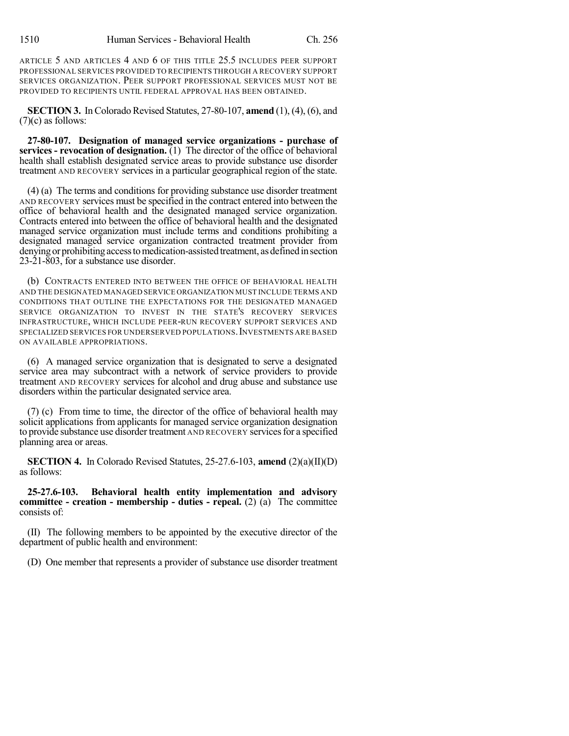ARTICLE 5 AND ARTICLES 4 AND 6 OF THIS TITLE 25.5 INCLUDES PEER SUPPORT PROFESSIONAL SERVICES PROVIDED TO RECIPIENTS THROUGH A RECOVERY SUPPORT SERVICES ORGANIZATION. PEER SUPPORT PROFESSIONAL SERVICES MUST NOT BE PROVIDED TO RECIPIENTS UNTIL FEDERAL APPROVAL HAS BEEN OBTAINED.

**SECTION 3.** In Colorado Revised Statutes, 27-80-107, **amend** (1), (4), (6), and (7)(c) as follows:

**27-80-107. Designation of managed service organizations - purchase of services - revocation of designation.** (1) The director of the office of behavioral health shall establish designated service areas to provide substance use disorder treatment AND RECOVERY services in a particular geographical region of the state.

(4) (a) The terms and conditions for providing substance use disorder treatment AND RECOVERY services must be specified in the contract entered into between the office of behavioral health and the designated managed service organization. Contracts entered into between the office of behavioral health and the designated managed service organization must include terms and conditions prohibiting a designated managed service organization contracted treatment provider from denying or prohibiting access to medication-assisted treatment, as defined in section 23-21-803, for a substance use disorder.

(b) CONTRACTS ENTERED INTO BETWEEN THE OFFICE OF BEHAVIORAL HEALTH AND THE DESIGNATED MANAGED SERVICE ORGANIZATION MUST INCLUDE TERMS AND CONDITIONS THAT OUTLINE THE EXPECTATIONS FOR THE DESIGNATED MANAGED SERVICE ORGANIZATION TO INVEST IN THE STATE'S RECOVERY SERVICES INFRASTRUCTURE, WHICH INCLUDE PEER-RUN RECOVERY SUPPORT SERVICES AND SPECIALIZED SERVICES FOR UNDERSERVED POPULATIONS. INVESTMENTS ARE BASED ON AVAILABLE APPROPRIATIONS.

(6) A managed service organization that is designated to serve a designated service area may subcontract with a network of service providers to provide treatment AND RECOVERY services for alcohol and drug abuse and substance use disorders within the particular designated service area.

(7) (c) From time to time, the director of the office of behavioral health may solicit applications from applicants for managed service organization designation to provide substance use disorder treatment AND RECOVERY services for a specified planning area or areas.

**SECTION 4.** In Colorado Revised Statutes, 25-27.6-103, **amend** (2)(a)(II)(D) as follows:

**25-27.6-103. Behavioral health entity implementation and advisory committee - creation - membership - duties - repeal.** (2) (a) The committee consists of:

(II) The following members to be appointed by the executive director of the department of public health and environment:

(D) One member that represents a provider of substance use disorder treatment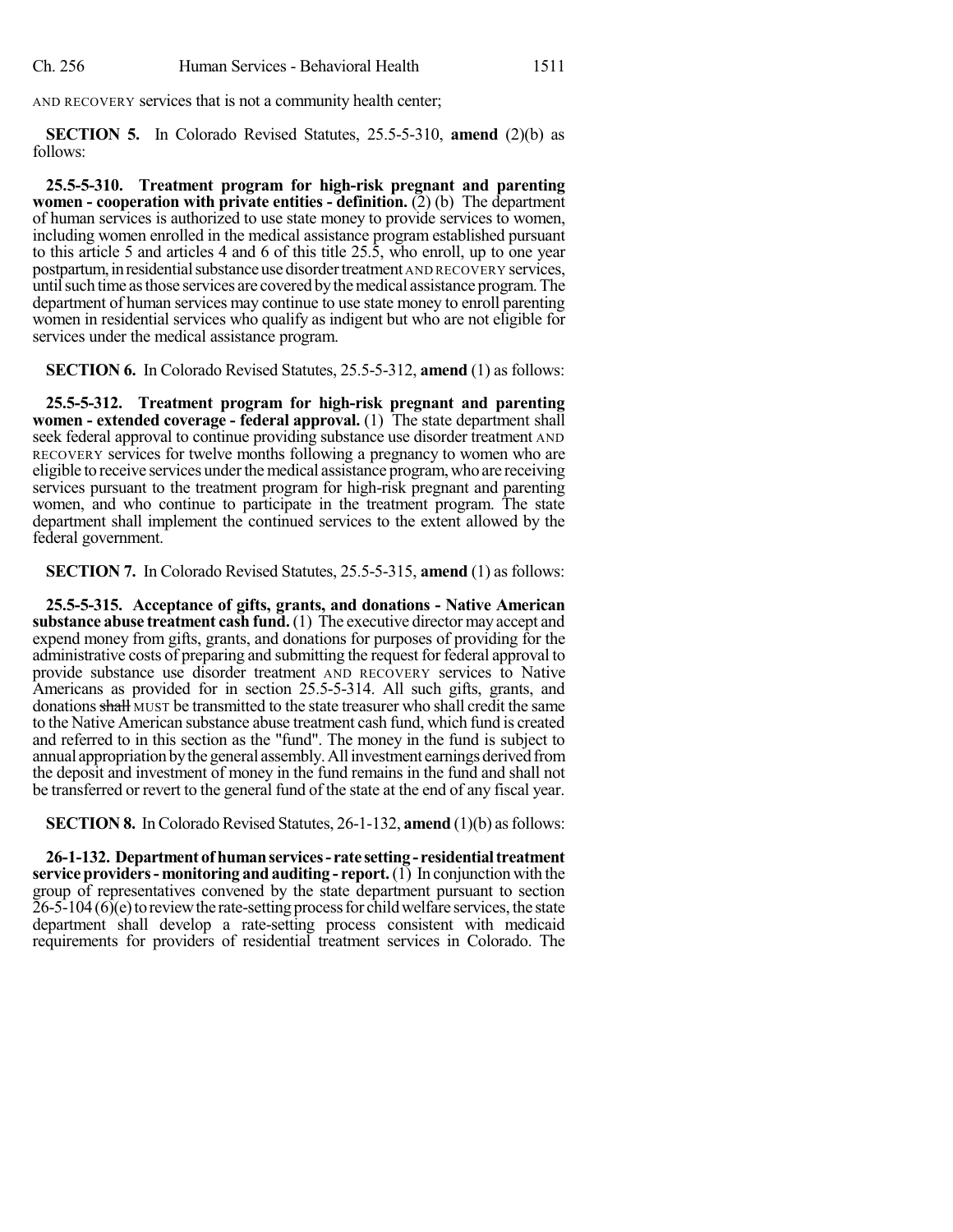AND RECOVERY services that is not a community health center;

**SECTION 5.** In Colorado Revised Statutes, 25.5-5-310, **amend** (2)(b) as follows:

**25.5-5-310. Treatment program for high-risk pregnant and parenting women - cooperation with private entities - definition.** (2) (b) The department of human services is authorized to use state money to provide services to women, including women enrolled in the medical assistance program established pursuant to this article 5 and articles 4 and 6 of this title 25.5, who enroll, up to one year postpartum, in residential substance use disorder treatment AND RECOVERY services, until such time as those services are covered by the medical assistance program. The department of human services may continue to use state money to enroll parenting women in residential services who qualify as indigent but who are not eligible for services under the medical assistance program.

**SECTION 6.** In Colorado Revised Statutes, 25.5-5-312, **amend** (1) as follows:

**25.5-5-312. Treatment program for high-risk pregnant and parenting women - extended coverage - federal approval.** (1) The state department shall seek federal approval to continue providing substance use disorder treatment AND RECOVERY services for twelve months following a pregnancy to women who are eligible to receive services under the medical assistance program, who are receiving services pursuant to the treatment program for high-risk pregnant and parenting women, and who continue to participate in the treatment program. The state department shall implement the continued services to the extent allowed by the federal government.

**SECTION 7.** In Colorado Revised Statutes, 25.5-5-315, **amend** (1) as follows:

**25.5-5-315. Acceptance of gifts, grants, and donations - Native American substance abuse treatment cash fund.** (1) The executive director may accept and expend money from gifts, grants, and donations for purposes of providing for the administrative costs of preparing and submitting the request for federal approval to provide substance use disorder treatment AND RECOVERY services to Native Americans as provided for in section 25.5-5-314. All such gifts, grants, and donations ~~shall~~ MUST be transmitted to the state treasurer who shall credit the same to the Native American substance abuse treatment cash fund, which fund is created and referred to in this section as the "fund". The money in the fund is subject to annual appropriation by the general assembly. All investment earnings derived from the deposit and investment of money in the fund remains in the fund and shall not be transferred or revert to the general fund of the state at the end of any fiscal year.

**SECTION 8.** In Colorado Revised Statutes, 26-1-132, **amend** (1)(b) as follows:

**26-1-132. Department of human services - rate setting - residential treatment service providers - monitoring and auditing - report.** (1) In conjunction with the group of representatives convened by the state department pursuant to section 26-5-104 (6)(e) to review the rate-setting process for child welfare services, the state department shall develop a rate-setting process consistent with medicaid requirements for providers of residential treatment services in Colorado. The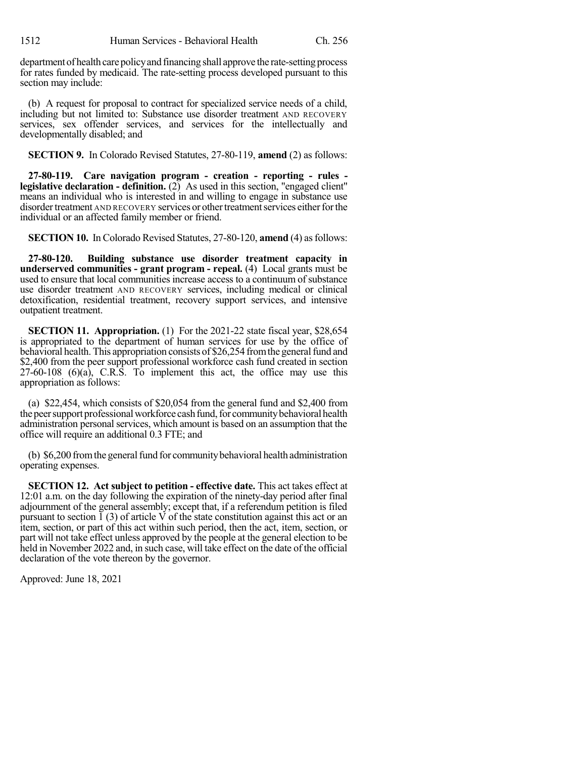department of health care policy and financing shall approve the rate-setting process for rates funded by medicaid. The rate-setting process developed pursuant to this section may include:

(b) A request for proposal to contract for specialized service needs of a child, including but not limited to: Substance use disorder treatment AND RECOVERY services, sex offender services, and services for the intellectually and developmentally disabled; and

**SECTION 9.** In Colorado Revised Statutes, 27-80-119, **amend** (2) as follows:

**27-80-119. Care navigation program - creation - reporting - rules - legislative declaration - definition.** (2) As used in this section, "engaged client" means an individual who is interested in and willing to engage in substance use disorder treatment AND RECOVERY services or other treatment services either for the individual or an affected family member or friend.

**SECTION 10.** In Colorado Revised Statutes, 27-80-120, **amend** (4) as follows:

**27-80-120. Building substance use disorder treatment capacity in underserved communities - grant program - repeal.** (4) Local grants must be used to ensure that local communities increase access to a continuum of substance use disorder treatment AND RECOVERY services, including medical or clinical detoxification, residential treatment, recovery support services, and intensive outpatient treatment.

**SECTION 11. Appropriation.** (1) For the 2021-22 state fiscal year, $28,654 is appropriated to the department of human services for use by the office of behavioral health. This appropriation consists of $26,254 from the general fund and $2,400 from the peer support professional workforce cash fund created in section 27-60-108 (6)(a), C.R.S. To implement this act, the office may use this appropriation as follows:

(a) $22,454, which consists of $20,054 from the general fund and $2,400 from the peer support professional workforce cash fund, for community behavioral health administration personal services, which amount is based on an assumption that the office will require an additional 0.3 FTE; and

(b) $6,200 from the general fund for community behavioral health administration operating expenses.

**SECTION 12. Act subject to petition - effective date.** This act takes effect at 12:01 a.m. on the day following the expiration of the ninety-day period after final adjournment of the general assembly; except that, if a referendum petition is filed pursuant to section 1 (3) of article V of the state constitution against this act or an item, section, or part of this act within such period, then the act, item, section, or part will not take effect unless approved by the people at the general election to be held in November 2022 and, in such case, will take effect on the date of the official declaration of the vote thereon by the governor.

Approved: June 18, 2021